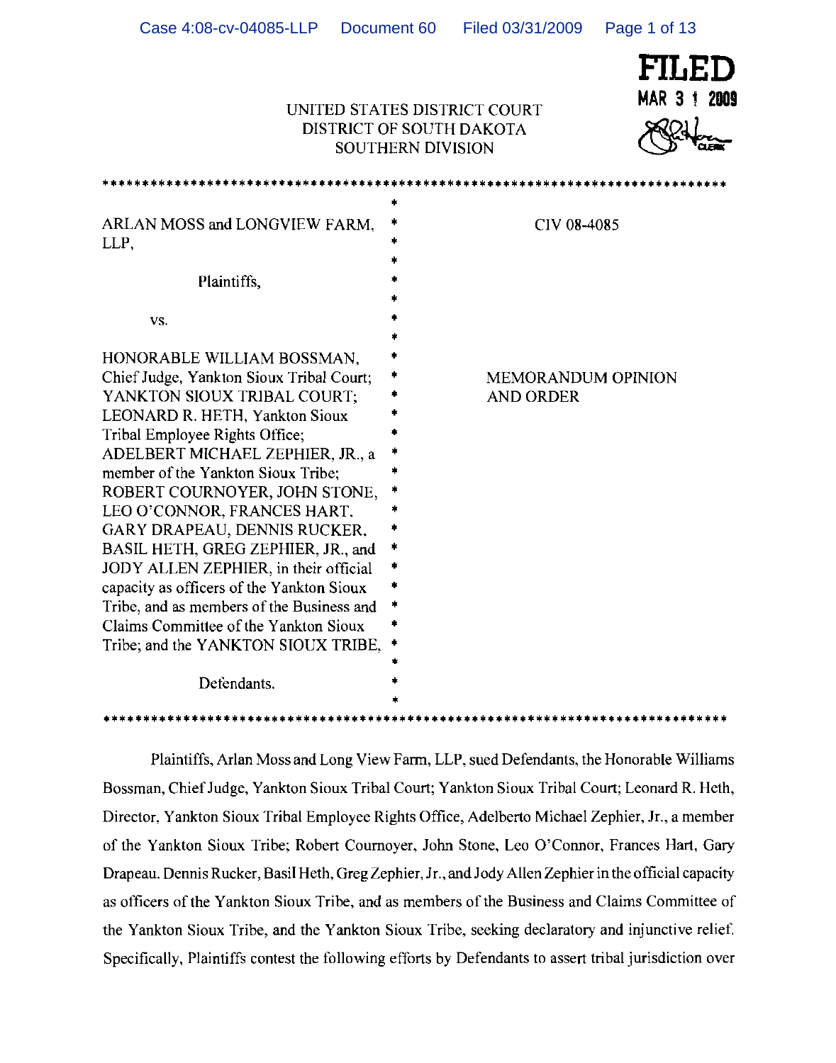FILED
MAR 3 1 2009

UNITED STATES DISTRICT COURT
DISTRICT OF SOUTH DAKOTA
SOUTHERN DIVISION

| | |
|---|---|
| ARLAN MOSS and LONGVIEW FARM, LLP,<br><br>Plaintiffs,<br><br>vs.<br><br>HONORABLE WILLIAM BOSSMAN, Chief Judge, Yankton Sioux Tribal Court; YANKTON SIOUX TRIBAL COURT; LEONARD R. HETH, Yankton Sioux Tribal Employee Rights Office; ADELBERT MICHAEL ZEPHIER, JR., a member of the Yankton Sioux Tribe; ROBERT COURNOYER, JOHN STONE, LEO O'CONNOR, FRANCES HART, GARY DRAPEAU, DENNIS RUCKER, BASIL HETH, GREG ZEPHIER, JR., and JODY ALLEN ZEPHIER, in their official capacity as officers of the Yankton Sioux Tribe, and as members of the Business and Claims Committee of the Yankton Sioux Tribe; and the YANKTON SIOUX TRIBE,<br><br>Defendants. | CIV 08-4085<br><br>MEMORANDUM OPINION AND ORDER |

Plaintiffs, Arlan Moss and Long View Farm, LLP, sued Defendants, the Honorable Williams Bossman, Chief Judge, Yankton Sioux Tribal Court; Yankton Sioux Tribal Court; Leonard R. Heth, Director, Yankton Sioux Tribal Employee Rights Office, Adelberto Michael Zephier, Jr., a member of the Yankton Sioux Tribe; Robert Cournoyer, John Stone, Leo O'Connor, Frances Hart, Gary Drapeau. Dennis Rucker, Basil Heth, Greg Zephier, Jr., and Jody Allen Zephier in the official capacity as officers of the Yankton Sioux Tribe, and as members of the Business and Claims Committee of the Yankton Sioux Tribe, and the Yankton Sioux Tribe, seeking declaratory and injunctive relief. Specifically, Plaintiffs contest the following efforts by Defendants to assert tribal jurisdiction over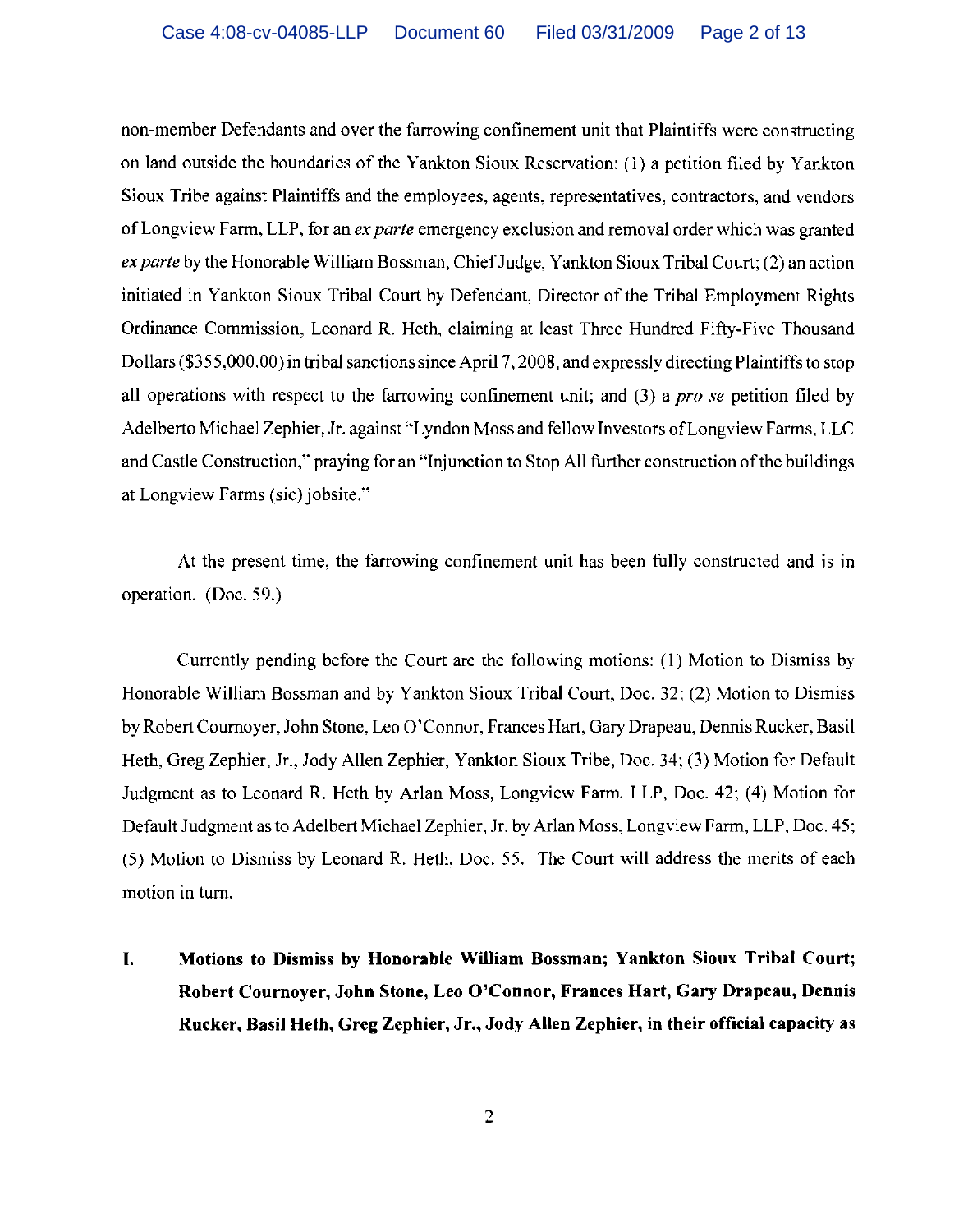non-member Defendants and over the farrowing confinement unit that Plaintiffs were constructing on land outside the boundaries of the Yankton Sioux Reservation: (1) a petition filed by Yankton Sioux Tribe against Plaintiffs and the employees, agents, representatives, contractors, and vendors of Longview Farm, LLP, for an *ex parte* emergency exclusion and removal order which was granted *ex parte* by the Honorable William Bossman, Chief Judge, Yankton Sioux Tribal Court; (2) an action initiated in Yankton Sioux Tribal Court by Defendant, Director of the Tribal Employment Rights Ordinance Commission, Leonard R. Heth, claiming at least Three Hundred Fifty-Five Thousand Dollars ($355,000.00) in tribal sanctions since April 7, 2008, and expressly directing Plaintiffs to stop all operations with respect to the farrowing confinement unit; and (3) a *pro se* petition filed by Adelberto Michael Zephier, Jr. against "Lyndon Moss and fellow Investors of Longview Farms, LLC and Castle Construction," praying for an "Injunction to Stop All further construction of the buildings at Longview Farms (sic) jobsite."

At the present time, the farrowing confinement unit has been fully constructed and is in operation. (Doc. 59.)

Currently pending before the Court are the following motions: (1) Motion to Dismiss by Honorable William Bossman and by Yankton Sioux Tribal Court, Doc. 32; (2) Motion to Dismiss by Robert Cournoyer, John Stone, Leo O'Connor, Frances Hart, Gary Drapeau, Dennis Rucker, Basil Heth, Greg Zephier, Jr., Jody Allen Zephier, Yankton Sioux Tribe, Doc. 34; (3) Motion for Default Judgment as to Leonard R. Heth by Arlan Moss, Longview Farm, LLP, Doc. 42; (4) Motion for Default Judgment as to Adelbert Michael Zephier, Jr. by Arlan Moss, Longview Farm, LLP, Doc. 45; (5) Motion to Dismiss by Leonard R. Heth, Doc. 55. The Court will address the merits of each motion in turn.

## I. Motions to Dismiss by Honorable William Bossman; Yankton Sioux Tribal Court; Robert Cournoyer, John Stone, Leo O'Connor, Frances Hart, Gary Drapeau, Dennis Rucker, Basil Heth, Greg Zephier, Jr., Jody Allen Zephier, in their official capacity as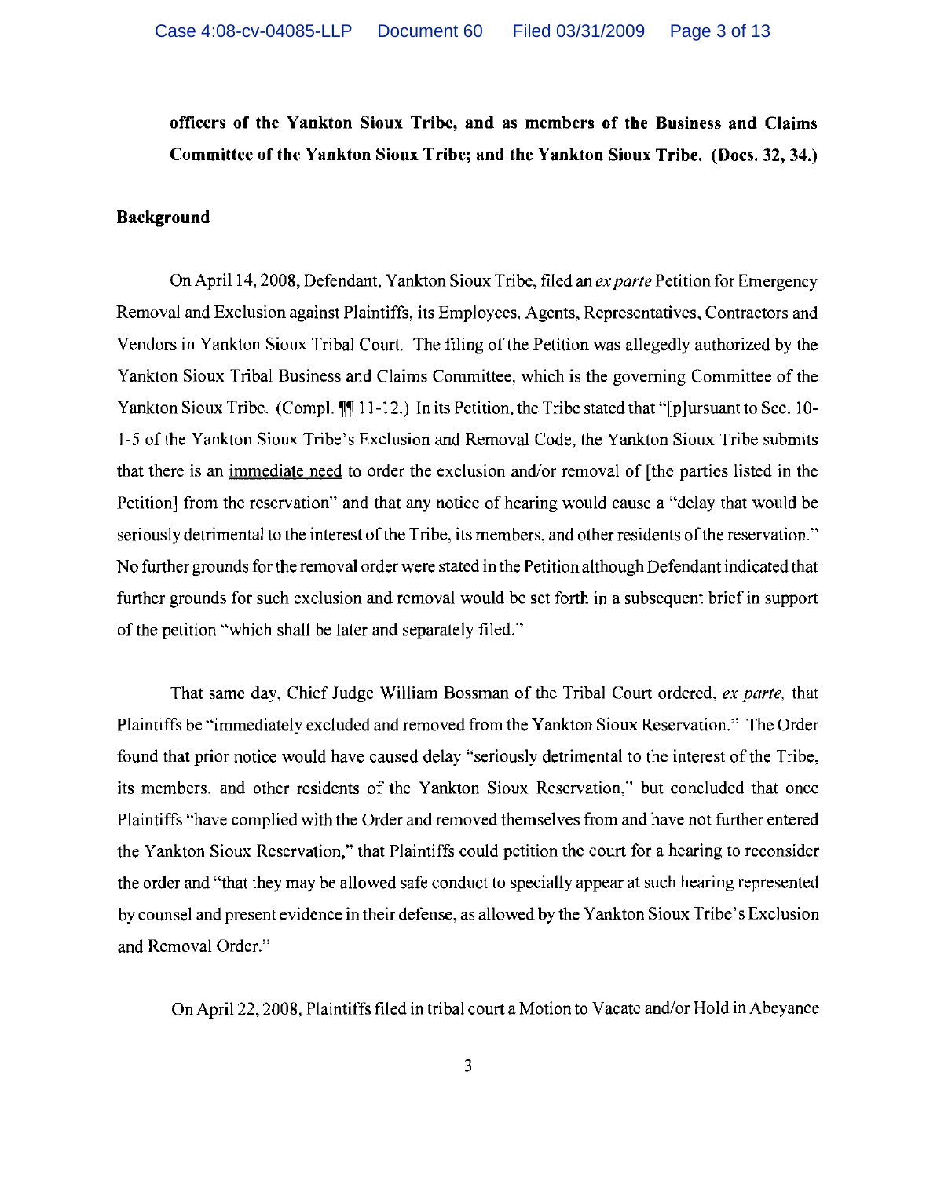**officers of the Yankton Sioux Tribe, and as members of the Business and Claims Committee of the Yankton Sioux Tribe; and the Yankton Sioux Tribe. (Docs. 32, 34.)**

**Background**

On April 14, 2008, Defendant, Yankton Sioux Tribe, filed an *ex parte* Petition for Emergency Removal and Exclusion against Plaintiffs, its Employees, Agents, Representatives, Contractors and Vendors in Yankton Sioux Tribal Court. The filing of the Petition was allegedly authorized by the Yankton Sioux Tribal Business and Claims Committee, which is the governing Committee of the Yankton Sioux Tribe. (Compl. ¶¶ 11-12.) In its Petition, the Tribe stated that "[p]ursuant to Sec. 10-1-5 of the Yankton Sioux Tribe's Exclusion and Removal Code, the Yankton Sioux Tribe submits that there is an <u>immediate need</u> to order the exclusion and/or removal of [the parties listed in the Petition] from the reservation" and that any notice of hearing would cause a "delay that would be seriously detrimental to the interest of the Tribe, its members, and other residents of the reservation." No further grounds for the removal order were stated in the Petition although Defendant indicated that further grounds for such exclusion and removal would be set forth in a subsequent brief in support of the petition "which shall be later and separately filed."

That same day, Chief Judge William Bossman of the Tribal Court ordered, *ex parte*, that Plaintiffs be "immediately excluded and removed from the Yankton Sioux Reservation." The Order found that prior notice would have caused delay "seriously detrimental to the interest of the Tribe, its members, and other residents of the Yankton Sioux Reservation," but concluded that once Plaintiffs "have complied with the Order and removed themselves from and have not further entered the Yankton Sioux Reservation," that Plaintiffs could petition the court for a hearing to reconsider the order and "that they may be allowed safe conduct to specially appear at such hearing represented by counsel and present evidence in their defense, as allowed by the Yankton Sioux Tribe's Exclusion and Removal Order."

On April 22, 2008, Plaintiffs filed in tribal court a Motion to Vacate and/or Hold in Abeyance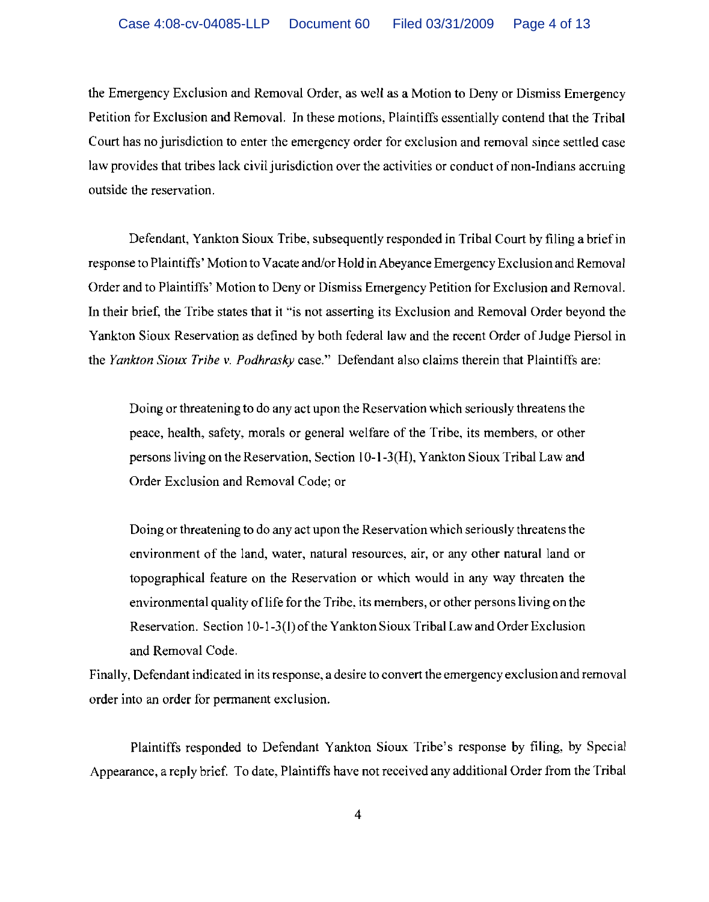the Emergency Exclusion and Removal Order, as well as a Motion to Deny or Dismiss Emergency Petition for Exclusion and Removal. In these motions, Plaintiffs essentially contend that the Tribal Court has no jurisdiction to enter the emergency order for exclusion and removal since settled case law provides that tribes lack civil jurisdiction over the activities or conduct of non-Indians accruing outside the reservation.

Defendant, Yankton Sioux Tribe, subsequently responded in Tribal Court by filing a brief in response to Plaintiffs' Motion to Vacate and/or Hold in Abeyance Emergency Exclusion and Removal Order and to Plaintiffs' Motion to Deny or Dismiss Emergency Petition for Exclusion and Removal. In their brief, the Tribe states that it "is not asserting its Exclusion and Removal Order beyond the Yankton Sioux Reservation as defined by both federal law and the recent Order of Judge Piersol in the *Yankton Sioux Tribe v. Podhrasky* case." Defendant also claims therein that Plaintiffs are:

> Doing or threatening to do any act upon the Reservation which seriously threatens the peace, health, safety, morals or general welfare of the Tribe, its members, or other persons living on the Reservation, Section 10-1-3(H), Yankton Sioux Tribal Law and Order Exclusion and Removal Code; or
>
> Doing or threatening to do any act upon the Reservation which seriously threatens the environment of the land, water, natural resources, air, or any other natural land or topographical feature on the Reservation or which would in any way threaten the environmental quality of life for the Tribe, its members, or other persons living on the Reservation. Section 10-1-3(I) of the Yankton Sioux Tribal Law and Order Exclusion and Removal Code.

Finally, Defendant indicated in its response, a desire to convert the emergency exclusion and removal order into an order for permanent exclusion.

Plaintiffs responded to Defendant Yankton Sioux Tribe's response by filing, by Special Appearance, a reply brief. To date, Plaintiffs have not received any additional Order from the Tribal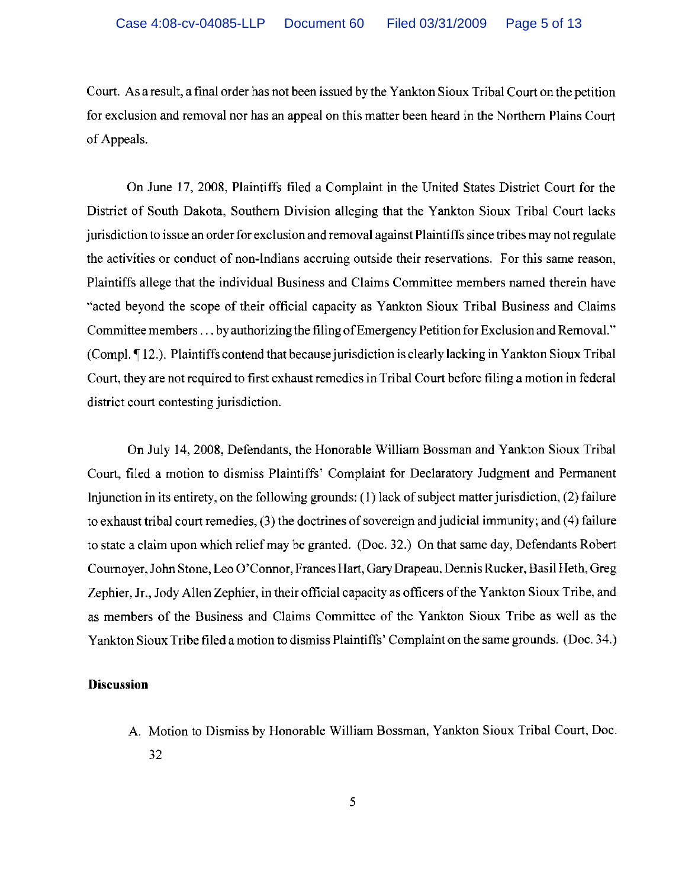Court. As a result, a final order has not been issued by the Yankton Sioux Tribal Court on the petition for exclusion and removal nor has an appeal on this matter been heard in the Northern Plains Court of Appeals.

On June 17, 2008, Plaintiffs filed a Complaint in the United States District Court for the District of South Dakota, Southern Division alleging that the Yankton Sioux Tribal Court lacks jurisdiction to issue an order for exclusion and removal against Plaintiffs since tribes may not regulate the activities or conduct of non-Indians accruing outside their reservations. For this same reason, Plaintiffs allege that the individual Business and Claims Committee members named therein have "acted beyond the scope of their official capacity as Yankton Sioux Tribal Business and Claims Committee members . . . by authorizing the filing of Emergency Petition for Exclusion and Removal." (Compl. ¶ 12.). Plaintiffs contend that because jurisdiction is clearly lacking in Yankton Sioux Tribal Court, they are not required to first exhaust remedies in Tribal Court before filing a motion in federal district court contesting jurisdiction.

On July 14, 2008, Defendants, the Honorable William Bossman and Yankton Sioux Tribal Court, filed a motion to dismiss Plaintiffs' Complaint for Declaratory Judgment and Permanent Injunction in its entirety, on the following grounds: (1) lack of subject matter jurisdiction, (2) failure to exhaust tribal court remedies, (3) the doctrines of sovereign and judicial immunity; and (4) failure to state a claim upon which relief may be granted. (Doc. 32.) On that same day, Defendants Robert Cournoyer, John Stone, Leo O'Connor, Frances Hart, Gary Drapeau, Dennis Rucker, Basil Heth, Greg Zephier, Jr., Jody Allen Zephier, in their official capacity as officers of the Yankton Sioux Tribe, and as members of the Business and Claims Committee of the Yankton Sioux Tribe as well as the Yankton Sioux Tribe filed a motion to dismiss Plaintiffs' Complaint on the same grounds. (Doc. 34.)

**Discussion**

A. Motion to Dismiss by Honorable William Bossman, Yankton Sioux Tribal Court, Doc. 32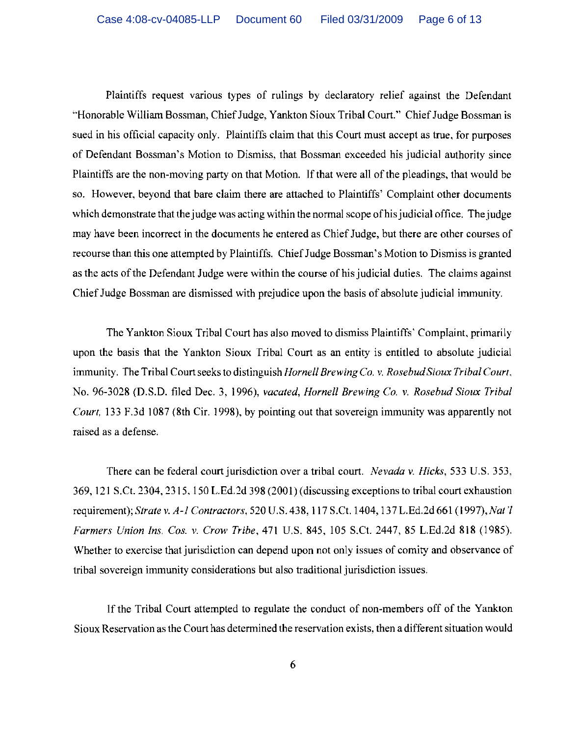Plaintiffs request various types of rulings by declaratory relief against the Defendant "Honorable William Bossman, Chief Judge, Yankton Sioux Tribal Court." Chief Judge Bossman is sued in his official capacity only. Plaintiffs claim that this Court must accept as true, for purposes of Defendant Bossman's Motion to Dismiss, that Bossman exceeded his judicial authority since Plaintiffs are the non-moving party on that Motion. If that were all of the pleadings, that would be so. However, beyond that bare claim there are attached to Plaintiffs' Complaint other documents which demonstrate that the judge was acting within the normal scope of his judicial office. The judge may have been incorrect in the documents he entered as Chief Judge, but there are other courses of recourse than this one attempted by Plaintiffs. Chief Judge Bossman's Motion to Dismiss is granted as the acts of the Defendant Judge were within the course of his judicial duties. The claims against Chief Judge Bossman are dismissed with prejudice upon the basis of absolute judicial immunity.

The Yankton Sioux Tribal Court has also moved to dismiss Plaintiffs' Complaint, primarily upon the basis that the Yankton Sioux Tribal Court as an entity is entitled to absolute judicial immunity. The Tribal Court seeks to distinguish *Hornell Brewing Co. v. Rosebud Sioux Tribal Court*, No. 96-3028 (D.S.D. filed Dec. 3, 1996), *vacated*, *Hornell Brewing Co. v. Rosebud Sioux Tribal Court*, 133 F.3d 1087 (8th Cir. 1998), by pointing out that sovereign immunity was apparently not raised as a defense.

There can be federal court jurisdiction over a tribal court. *Nevada v. Hicks*, 533 U.S. 353, 369, 121 S.Ct. 2304, 2315, 150 L.Ed.2d 398 (2001) (discussing exceptions to tribal court exhaustion requirement); *Strate v. A-1 Contractors*, 520 U.S. 438, 117 S.Ct. 1404, 137 L.Ed.2d 661 (1997), *Nat'l Farmers Union Ins. Cos. v. Crow Tribe*, 471 U.S. 845, 105 S.Ct. 2447, 85 L.Ed.2d 818 (1985). Whether to exercise that jurisdiction can depend upon not only issues of comity and observance of tribal sovereign immunity considerations but also traditional jurisdiction issues.

If the Tribal Court attempted to regulate the conduct of non-members off of the Yankton Sioux Reservation as the Court has determined the reservation exists, then a different situation would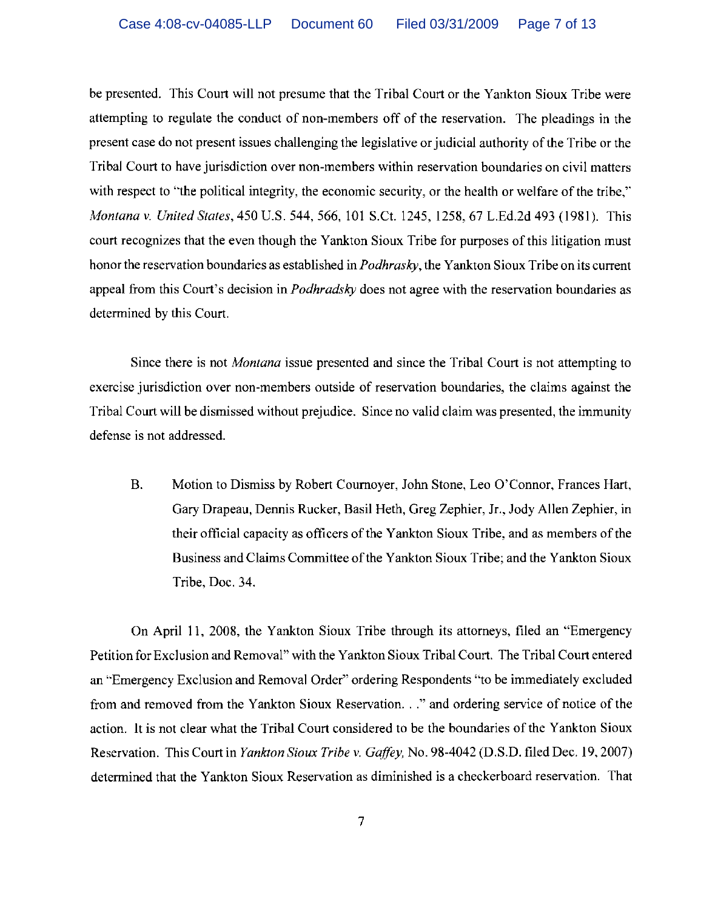be presented. This Court will not presume that the Tribal Court or the Yankton Sioux Tribe were attempting to regulate the conduct of non-members off of the reservation. The pleadings in the present case do not present issues challenging the legislative or judicial authority of the Tribe or the Tribal Court to have jurisdiction over non-members within reservation boundaries on civil matters with respect to "the political integrity, the economic security, or the health or welfare of the tribe," *Montana v. United States*, 450 U.S. 544, 566, 101 S.Ct. 1245, 1258, 67 L.Ed.2d 493 (1981). This court recognizes that the even though the Yankton Sioux Tribe for purposes of this litigation must honor the reservation boundaries as established in *Podhrasky*, the Yankton Sioux Tribe on its current appeal from this Court's decision in *Podhradsky* does not agree with the reservation boundaries as determined by this Court.

Since there is not *Montana* issue presented and since the Tribal Court is not attempting to exercise jurisdiction over non-members outside of reservation boundaries, the claims against the Tribal Court will be dismissed without prejudice. Since no valid claim was presented, the immunity defense is not addressed.

B. Motion to Dismiss by Robert Cournoyer, John Stone, Leo O'Connor, Frances Hart, Gary Drapeau, Dennis Rucker, Basil Heth, Greg Zephier, Jr., Jody Allen Zephier, in their official capacity as officers of the Yankton Sioux Tribe, and as members of the Business and Claims Committee of the Yankton Sioux Tribe; and the Yankton Sioux Tribe, Doc. 34.

On April 11, 2008, the Yankton Sioux Tribe through its attorneys, filed an "Emergency Petition for Exclusion and Removal" with the Yankton Sioux Tribal Court. The Tribal Court entered an "Emergency Exclusion and Removal Order" ordering Respondents "to be immediately excluded from and removed from the Yankton Sioux Reservation. . ." and ordering service of notice of the action. It is not clear what the Tribal Court considered to be the boundaries of the Yankton Sioux Reservation. This Court in *Yankton Sioux Tribe v. Gaffey*, No. 98-4042 (D.S.D. filed Dec. 19, 2007) determined that the Yankton Sioux Reservation as diminished is a checkerboard reservation. That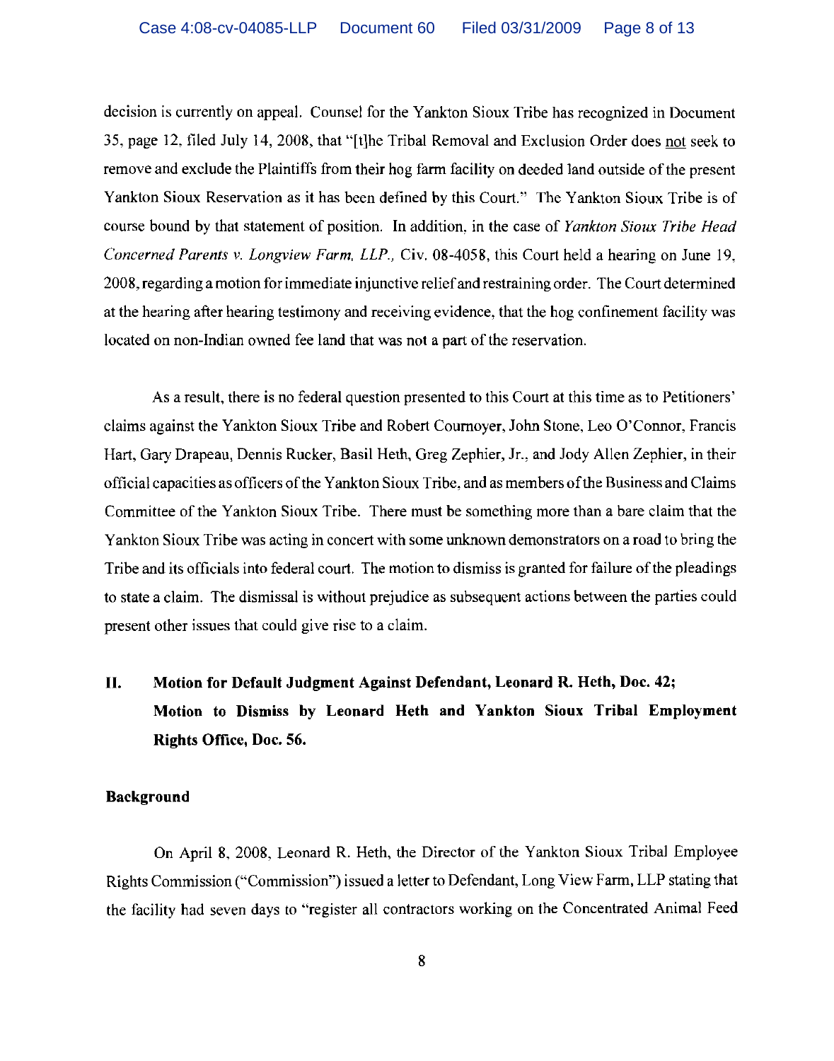decision is currently on appeal. Counsel for the Yankton Sioux Tribe has recognized in Document 35, page 12, filed July 14, 2008, that "[t]he Tribal Removal and Exclusion Order does not seek to remove and exclude the Plaintiffs from their hog farm facility on deeded land outside of the present Yankton Sioux Reservation as it has been defined by this Court." The Yankton Sioux Tribe is of course bound by that statement of position. In addition, in the case of *Yankton Sioux Tribe Head Concerned Parents v. Longview Farm, LLP.*, Civ. 08-4058, this Court held a hearing on June 19, 2008, regarding a motion for immediate injunctive relief and restraining order. The Court determined at the hearing after hearing testimony and receiving evidence, that the hog confinement facility was located on non-Indian owned fee land that was not a part of the reservation.

As a result, there is no federal question presented to this Court at this time as to Petitioners' claims against the Yankton Sioux Tribe and Robert Cournoyer, John Stone, Leo O'Connor, Francis Hart, Gary Drapeau, Dennis Rucker, Basil Heth, Greg Zephier, Jr., and Jody Allen Zephier, in their official capacities as officers of the Yankton Sioux Tribe, and as members of the Business and Claims Committee of the Yankton Sioux Tribe. There must be something more than a bare claim that the Yankton Sioux Tribe was acting in concert with some unknown demonstrators on a road to bring the Tribe and its officials into federal court. The motion to dismiss is granted for failure of the pleadings to state a claim. The dismissal is without prejudice as subsequent actions between the parties could present other issues that could give rise to a claim.

## II. Motion for Default Judgment Against Defendant, Leonard R. Heth, Doc. 42; Motion to Dismiss by Leonard Heth and Yankton Sioux Tribal Employment Rights Office, Doc. 56.

### Background

On April 8, 2008, Leonard R. Heth, the Director of the Yankton Sioux Tribal Employee Rights Commission ("Commission") issued a letter to Defendant, Long View Farm, LLP stating that the facility had seven days to "register all contractors working on the Concentrated Animal Feed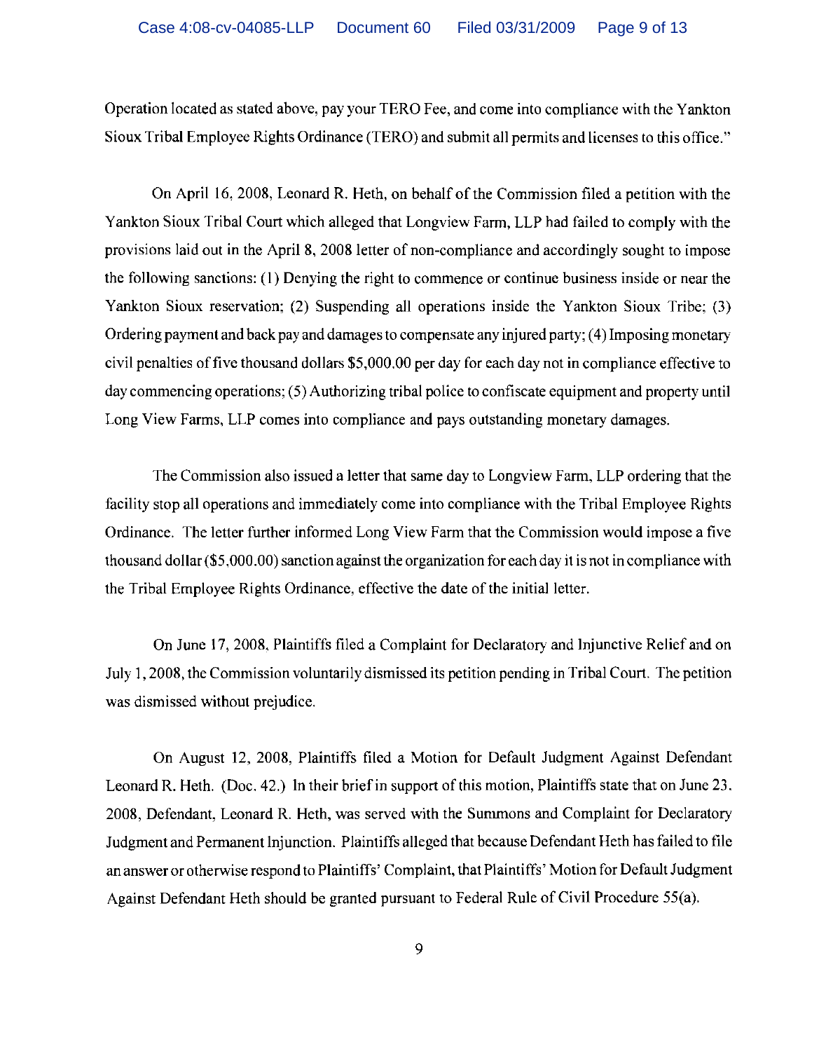Operation located as stated above, pay your TERO Fee, and come into compliance with the Yankton Sioux Tribal Employee Rights Ordinance (TERO) and submit all permits and licenses to this office."

On April 16, 2008, Leonard R. Heth, on behalf of the Commission filed a petition with the Yankton Sioux Tribal Court which alleged that Longview Farm, LLP had failed to comply with the provisions laid out in the April 8, 2008 letter of non-compliance and accordingly sought to impose the following sanctions: (1) Denying the right to commence or continue business inside or near the Yankton Sioux reservation; (2) Suspending all operations inside the Yankton Sioux Tribe; (3) Ordering payment and back pay and damages to compensate any injured party; (4) Imposing monetary civil penalties of five thousand dollars $5,000.00 per day for each day not in compliance effective to day commencing operations; (5) Authorizing tribal police to confiscate equipment and property until Long View Farms, LLP comes into compliance and pays outstanding monetary damages.

The Commission also issued a letter that same day to Longview Farm, LLP ordering that the facility stop all operations and immediately come into compliance with the Tribal Employee Rights Ordinance. The letter further informed Long View Farm that the Commission would impose a five thousand dollar ($5,000.00) sanction against the organization for each day it is not in compliance with the Tribal Employee Rights Ordinance, effective the date of the initial letter.

On June 17, 2008, Plaintiffs filed a Complaint for Declaratory and Injunctive Relief and on July 1, 2008, the Commission voluntarily dismissed its petition pending in Tribal Court. The petition was dismissed without prejudice.

On August 12, 2008, Plaintiffs filed a Motion for Default Judgment Against Defendant Leonard R. Heth. (Doc. 42.) In their brief in support of this motion, Plaintiffs state that on June 23, 2008, Defendant, Leonard R. Heth, was served with the Summons and Complaint for Declaratory Judgment and Permanent Injunction. Plaintiffs alleged that because Defendant Heth has failed to file an answer or otherwise respond to Plaintiffs' Complaint, that Plaintiffs' Motion for Default Judgment Against Defendant Heth should be granted pursuant to Federal Rule of Civil Procedure 55(a).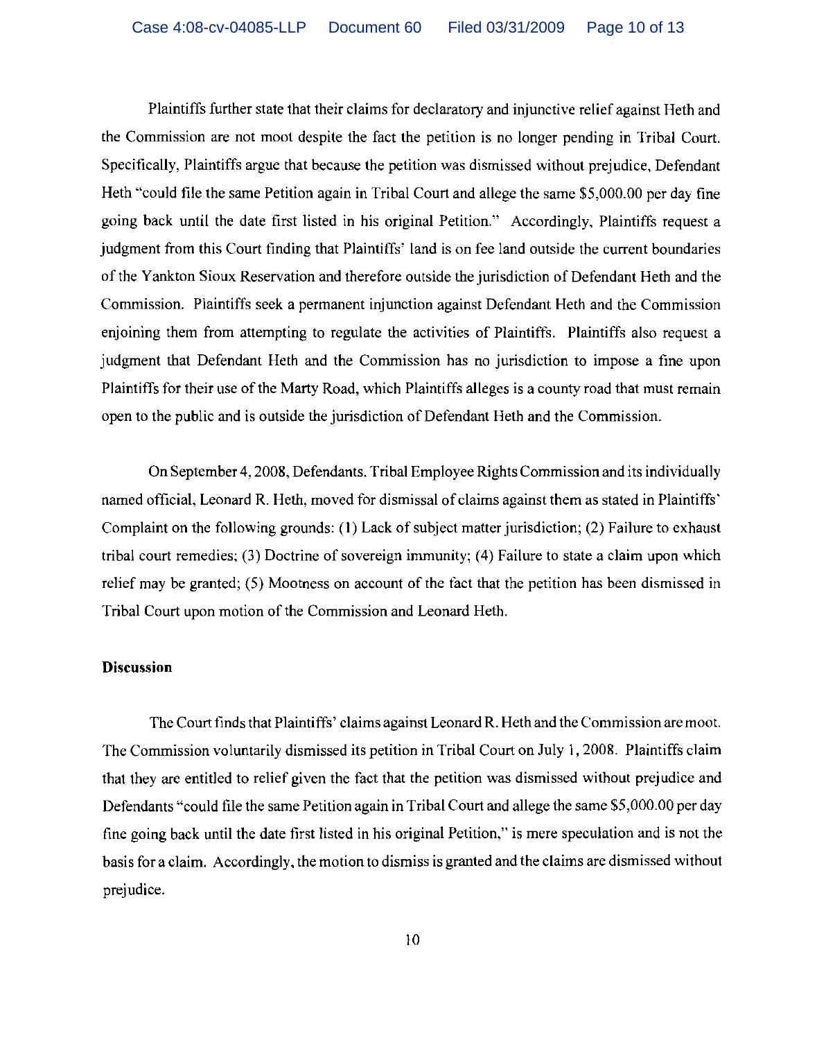Plaintiffs further state that their claims for declaratory and injunctive relief against Heth and the Commission are not moot despite the fact the petition is no longer pending in Tribal Court. Specifically, Plaintiffs argue that because the petition was dismissed without prejudice, Defendant Heth "could file the same Petition again in Tribal Court and allege the same $5,000.00 per day fine going back until the date first listed in his original Petition." Accordingly, Plaintiffs request a judgment from this Court finding that Plaintiffs' land is on fee land outside the current boundaries of the Yankton Sioux Reservation and therefore outside the jurisdiction of Defendant Heth and the Commission. Plaintiffs seek a permanent injunction against Defendant Heth and the Commission enjoining them from attempting to regulate the activities of Plaintiffs. Plaintiffs also request a judgment that Defendant Heth and the Commission has no jurisdiction to impose a fine upon Plaintiffs for their use of the Marty Road, which Plaintiffs alleges is a county road that must remain open to the public and is outside the jurisdiction of Defendant Heth and the Commission.

On September 4, 2008, Defendants, Tribal Employee Rights Commission and its individually named official, Leonard R. Heth, moved for dismissal of claims against them as stated in Plaintiffs' Complaint on the following grounds: (1) Lack of subject matter jurisdiction; (2) Failure to exhaust tribal court remedies; (3) Doctrine of sovereign immunity; (4) Failure to state a claim upon which relief may be granted; (5) Mootness on account of the fact that the petition has been dismissed in Tribal Court upon motion of the Commission and Leonard Heth.

**Discussion**

The Court finds that Plaintiffs' claims against Leonard R. Heth and the Commission are moot. The Commission voluntarily dismissed its petition in Tribal Court on July 1, 2008. Plaintiffs claim that they are entitled to relief given the fact that the petition was dismissed without prejudice and Defendants "could file the same Petition again in Tribal Court and allege the same $5,000.00 per day fine going back until the date first listed in his original Petition," is mere speculation and is not the basis for a claim. Accordingly, the motion to dismiss is granted and the claims are dismissed without prejudice.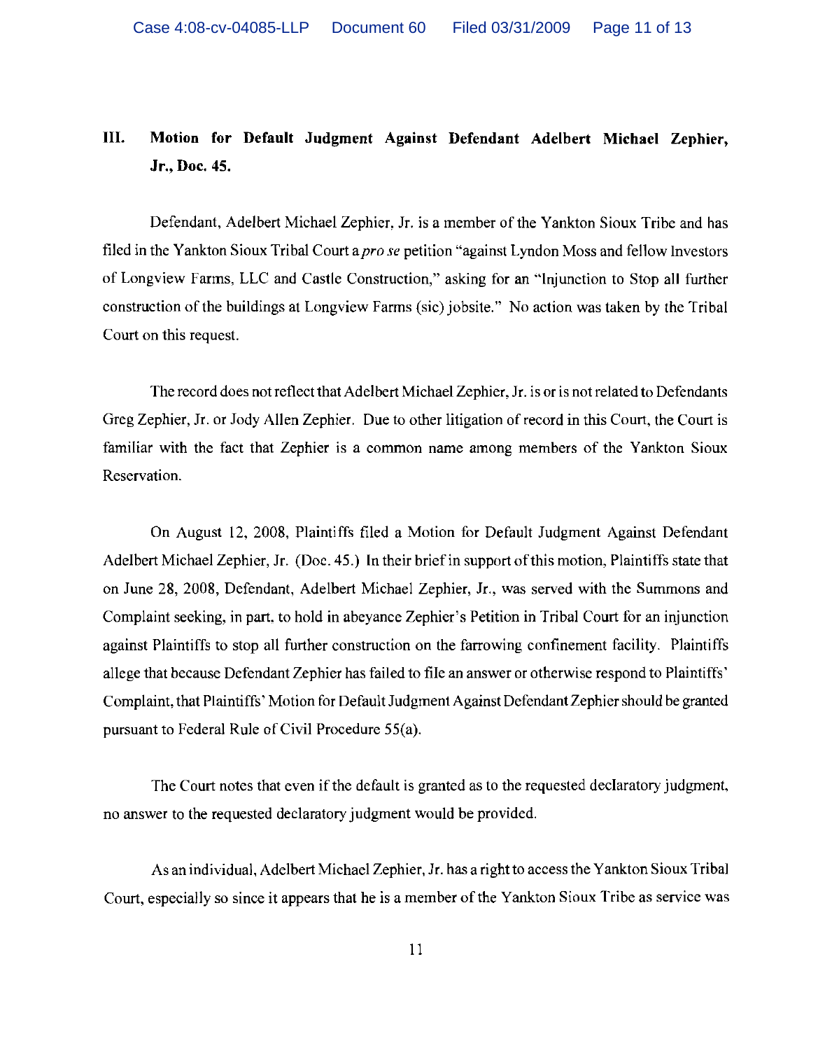## III. Motion for Default Judgment Against Defendant Adelbert Michael Zephier, Jr., Doc. 45.

Defendant, Adelbert Michael Zephier, Jr. is a member of the Yankton Sioux Tribe and has filed in the Yankton Sioux Tribal Court a *pro se* petition "against Lyndon Moss and fellow Investors of Longview Farms, LLC and Castle Construction," asking for an "Injunction to Stop all further construction of the buildings at Longview Farms (sic) jobsite." No action was taken by the Tribal Court on this request.

The record does not reflect that Adelbert Michael Zephier, Jr. is or is not related to Defendants Greg Zephier, Jr. or Jody Allen Zephier. Due to other litigation of record in this Court, the Court is familiar with the fact that Zephier is a common name among members of the Yankton Sioux Reservation.

On August 12, 2008, Plaintiffs filed a Motion for Default Judgment Against Defendant Adelbert Michael Zephier, Jr. (Doc. 45.) In their brief in support of this motion, Plaintiffs state that on June 28, 2008, Defendant, Adelbert Michael Zephier, Jr., was served with the Summons and Complaint seeking, in part, to hold in abeyance Zephier's Petition in Tribal Court for an injunction against Plaintiffs to stop all further construction on the farrowing confinement facility. Plaintiffs allege that because Defendant Zephier has failed to file an answer or otherwise respond to Plaintiffs' Complaint, that Plaintiffs' Motion for Default Judgment Against Defendant Zephier should be granted pursuant to Federal Rule of Civil Procedure 55(a).

The Court notes that even if the default is granted as to the requested declaratory judgment, no answer to the requested declaratory judgment would be provided.

As an individual, Adelbert Michael Zephier, Jr. has a right to access the Yankton Sioux Tribal Court, especially so since it appears that he is a member of the Yankton Sioux Tribe as service was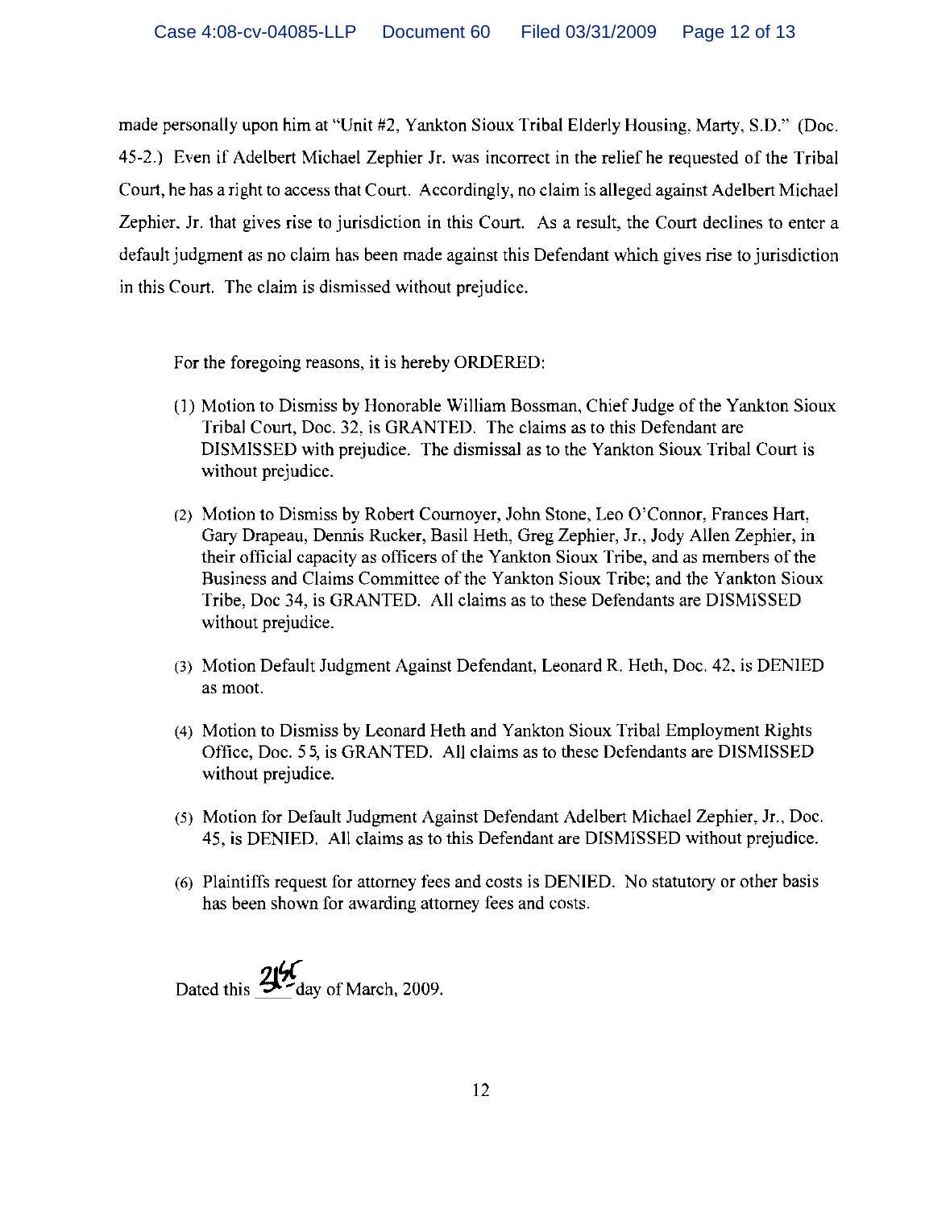made personally upon him at "Unit #2, Yankton Sioux Tribal Elderly Housing, Marty, S.D." (Doc. 45-2.) Even if Adelbert Michael Zephier Jr. was incorrect in the relief he requested of the Tribal Court, he has a right to access that Court. Accordingly, no claim is alleged against Adelbert Michael Zephier, Jr. that gives rise to jurisdiction in this Court. As a result, the Court declines to enter a default judgment as no claim has been made against this Defendant which gives rise to jurisdiction in this Court. The claim is dismissed without prejudice.

For the foregoing reasons, it is hereby ORDERED:

(1) Motion to Dismiss by Honorable William Bossman, Chief Judge of the Yankton Sioux Tribal Court, Doc. 32, is GRANTED. The claims as to this Defendant are DISMISSED with prejudice. The dismissal as to the Yankton Sioux Tribal Court is without prejudice.

(2) Motion to Dismiss by Robert Cournoyer, John Stone, Leo O'Connor, Frances Hart, Gary Drapeau, Dennis Rucker, Basil Heth, Greg Zephier, Jr., Jody Allen Zephier, in their official capacity as officers of the Yankton Sioux Tribe, and as members of the Business and Claims Committee of the Yankton Sioux Tribe; and the Yankton Sioux Tribe, Doc 34, is GRANTED. All claims as to these Defendants are DISMISSED without prejudice.

(3) Motion Default Judgment Against Defendant, Leonard R. Heth, Doc. 42, is DENIED as moot.

(4) Motion to Dismiss by Leonard Heth and Yankton Sioux Tribal Employment Rights Office, Doc. 55, is GRANTED. All claims as to these Defendants are DISMISSED without prejudice.

(5) Motion for Default Judgment Against Defendant Adelbert Michael Zephier, Jr., Doc. 45, is DENIED. All claims as to this Defendant are DISMISSED without prejudice.

(6) Plaintiffs request for attorney fees and costs is DENIED. No statutory or other basis has been shown for awarding attorney fees and costs.

Dated this 31st day of March, 2009.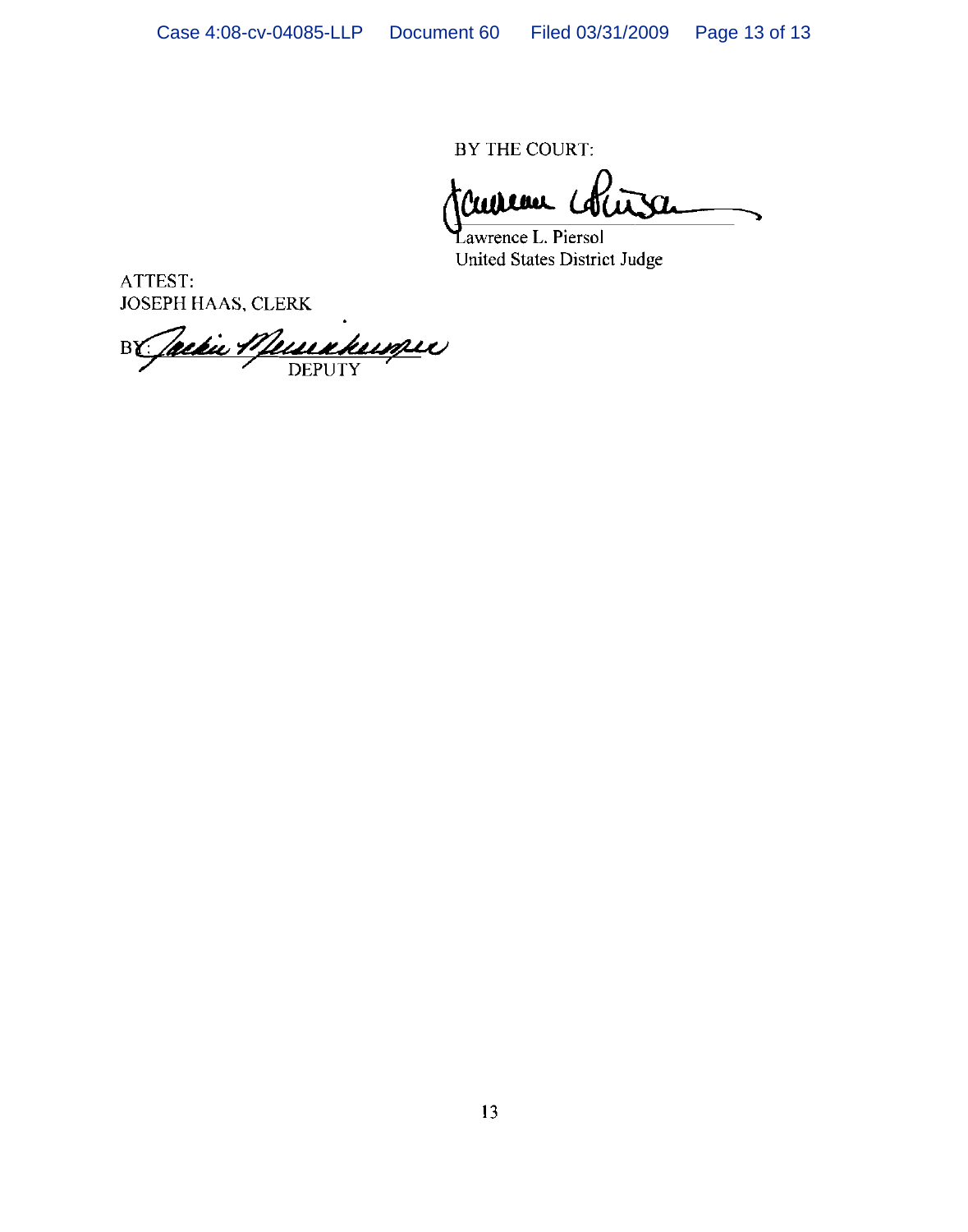BY THE COURT:

Lawrence L. Piersol
United States District Judge

ATTEST:
JOSEPH HAAS, CLERK

BY: ______________________
DEPUTY